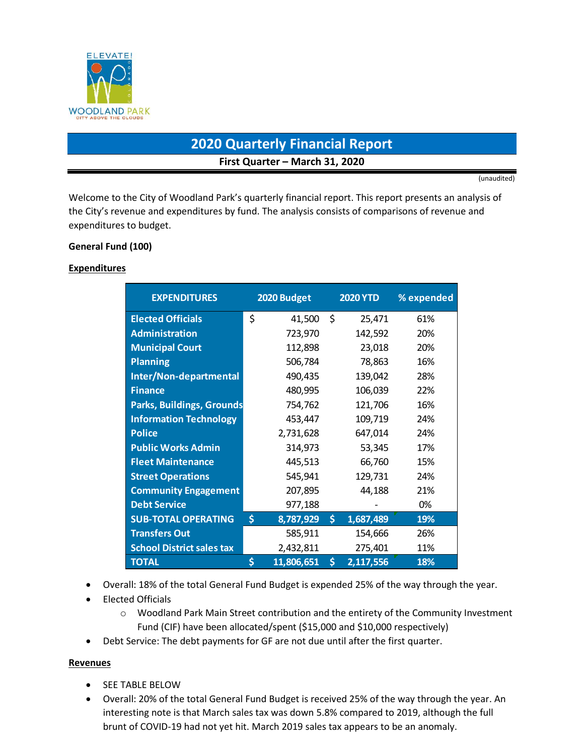# 2020 Quarterly Financial Report

**First Quarter – March 31, 2020**

(unaudited)

Welcome to the City of Woodland Park's quarterly financial report. This report presents an analysis of the City's revenue and expenditures by fund. The analysis consists of comparisons of revenue and expenditures to budget.

**General Fund (100)**

**Expenditures**

| EXPENDITURES | 2020 Budget | 2020 YTD | % expended |
|---|---|---|---|
| Elected Officials | $ 41,500 | $ 25,471 | 61% |
| Administration | 723,970 | 142,592 | 20% |
| Municipal Court | 112,898 | 23,018 | 20% |
| Planning | 506,784 | 78,863 | 16% |
| Inter/Non-departmental | 490,435 | 139,042 | 28% |
| Finance | 480,995 | 106,039 | 22% |
| Parks, Buildings, Grounds | 754,762 | 121,706 | 16% |
| Information Technology | 453,447 | 109,719 | 24% |
| Police | 2,731,628 | 647,014 | 24% |
| Public Works Admin | 314,973 | 53,345 | 17% |
| Fleet Maintenance | 445,513 | 66,760 | 15% |
| Street Operations | 545,941 | 129,731 | 24% |
| Community Engagement | 207,895 | 44,188 | 21% |
| Debt Service | 977,188 | - | 0% |
| **SUB-TOTAL OPERATING** | **$ 8,787,929** | **$ 1,687,489** | **19%** |
| Transfers Out | 585,911 | 154,666 | 26% |
| School District sales tax | 2,432,811 | 275,401 | 11% |
| **TOTAL** | **$ 11,806,651** | **$ 2,117,556** | **18%** |

- Overall: 18% of the total General Fund Budget is expended 25% of the way through the year.
- Elected Officials
  - Woodland Park Main Street contribution and the entirety of the Community Investment Fund (CIF) have been allocated/spent ($15,000 and $10,000 respectively)
- Debt Service: The debt payments for GF are not due until after the first quarter.

**Revenues**

- SEE TABLE BELOW
- Overall: 20% of the total General Fund Budget is received 25% of the way through the year. An interesting note is that March sales tax was down 5.8% compared to 2019, although the full brunt of COVID-19 had not yet hit. March 2019 sales tax appears to be an anomaly.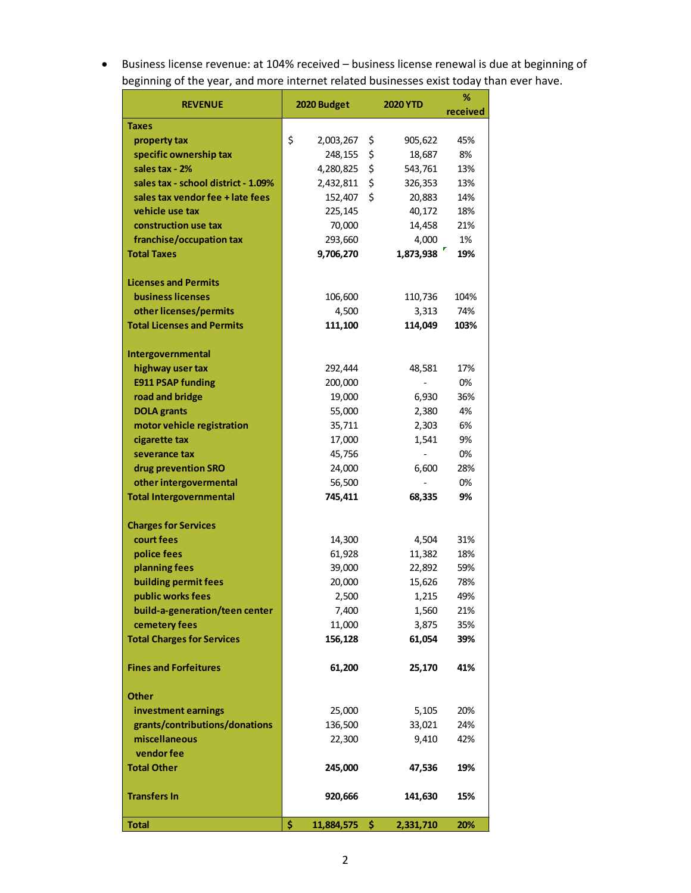- Business license revenue: at 104% received – business license renewal is due at beginning of beginning of the year, and more internet related businesses exist today than ever have.

| REVENUE | 2020 Budget | 2020 YTD | % received |
|---|---|---|---|
| **Taxes** | | | |
| property tax | $ 2,003,267 | $ 905,622 | 45% |
| specific ownership tax | 248,155 | $ 18,687 | 8% |
| sales tax - 2% | 4,280,825 | $ 543,761 | 13% |
| sales tax - school district - 1.09% | 2,432,811 | $ 326,353 | 13% |
| sales tax vendor fee + late fees | 152,407 | $ 20,883 | 14% |
| vehicle use tax | 225,145 | 40,172 | 18% |
| construction use tax | 70,000 | 14,458 | 21% |
| franchise/occupation tax | 293,660 | 4,000 | 1% |
| **Total Taxes** | **9,706,270** | **1,873,938** | **19%** |
| | | | |
| **Licenses and Permits** | | | |
| business licenses | 106,600 | 110,736 | 104% |
| other licenses/permits | 4,500 | 3,313 | 74% |
| **Total Licenses and Permits** | **111,100** | **114,049** | **103%** |
| | | | |
| **Intergovernmental** | | | |
| highway user tax | 292,444 | 48,581 | 17% |
| E911 PSAP funding | 200,000 | - | 0% |
| road and bridge | 19,000 | 6,930 | 36% |
| DOLA grants | 55,000 | 2,380 | 4% |
| motor vehicle registration | 35,711 | 2,303 | 6% |
| cigarette tax | 17,000 | 1,541 | 9% |
| severance tax | 45,756 | - | 0% |
| drug prevention SRO | 24,000 | 6,600 | 28% |
| other intergovermental | 56,500 | - | 0% |
| **Total Intergovernmental** | **745,411** | **68,335** | **9%** |
| | | | |
| **Charges for Services** | | | |
| court fees | 14,300 | 4,504 | 31% |
| police fees | 61,928 | 11,382 | 18% |
| planning fees | 39,000 | 22,892 | 59% |
| building permit fees | 20,000 | 15,626 | 78% |
| public works fees | 2,500 | 1,215 | 49% |
| build-a-generation/teen center | 7,400 | 1,560 | 21% |
| cemetery fees | 11,000 | 3,875 | 35% |
| **Total Charges for Services** | **156,128** | **61,054** | **39%** |
| | | | |
| **Fines and Forfeitures** | **61,200** | **25,170** | **41%** |
| | | | |
| **Other** | | | |
| investment earnings | 25,000 | 5,105 | 20% |
| grants/contributions/donations | 136,500 | 33,021 | 24% |
| miscellaneous | 22,300 | 9,410 | 42% |
| vendor fee | | | |
| **Total Other** | **245,000** | **47,536** | **19%** |
| | | | |
| **Transfers In** | **920,666** | **141,630** | **15%** |
| | | | |
| **Total** | **$ 11,884,575** | **$ 2,331,710** | **20%** |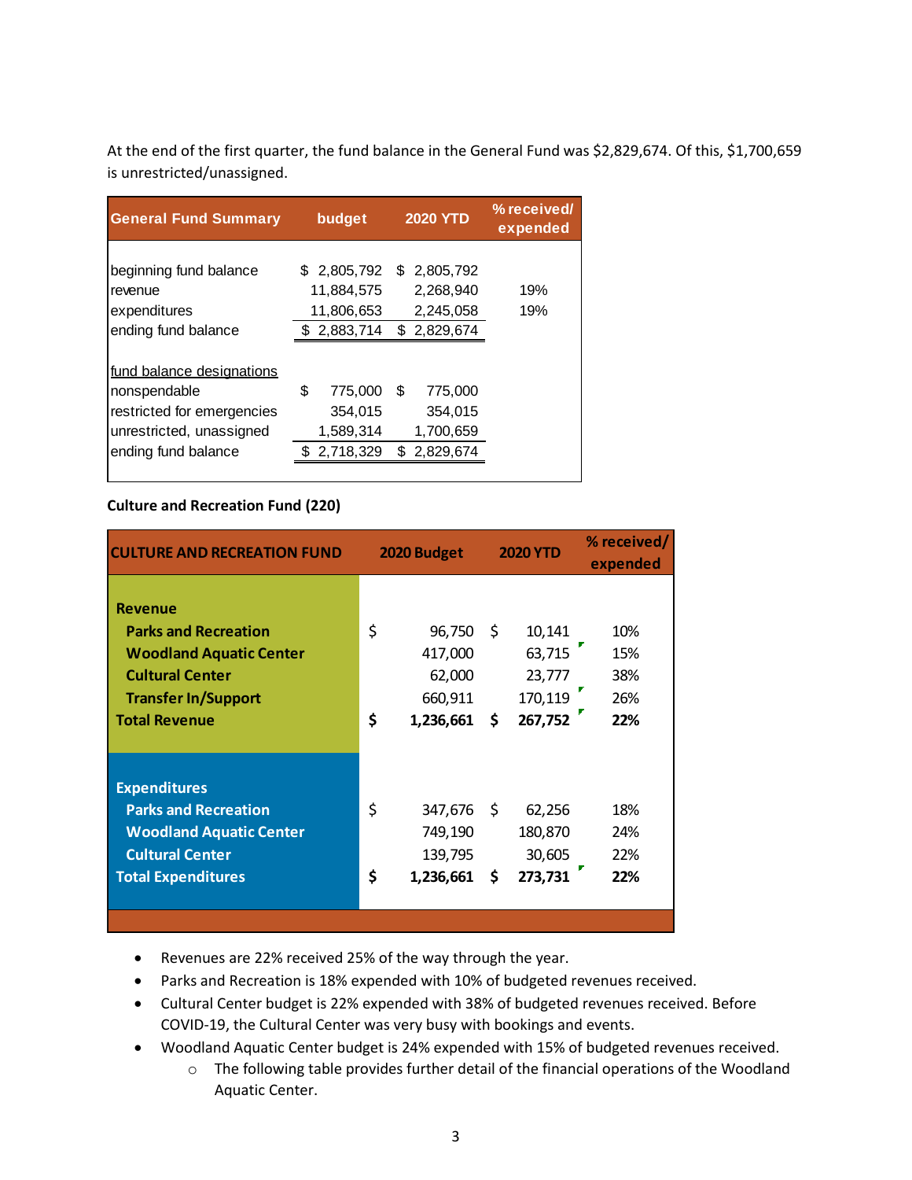At the end of the first quarter, the fund balance in the General Fund was $2,829,674. Of this, $1,700,659 is unrestricted/unassigned.

| General Fund Summary | budget | 2020 YTD | % received/ expended |
|---|---|---|---|
| beginning fund balance | $ 2,805,792 | $ 2,805,792 | |
| revenue | 11,884,575 | 2,268,940 | 19% |
| expenditures | 11,806,653 | 2,245,058 | 19% |
| ending fund balance | $ 2,883,714 | $ 2,829,674 | |
| fund balance designations | | | |
| nonspendable | $ 775,000 | $ 775,000 | |
| restricted for emergencies | 354,015 | 354,015 | |
| unrestricted, unassigned | 1,589,314 | 1,700,659 | |
| ending fund balance | $ 2,718,329 | $ 2,829,674 | |

**Culture and Recreation Fund (220)**

| CULTURE AND RECREATION FUND | 2020 Budget | 2020 YTD | % received/ expended |
|---|---|---|---|
| **Revenue** | | | |
| **Parks and Recreation** | $ 96,750 | $ 10,141 | 10% |
| **Woodland Aquatic Center** | 417,000 | 63,715 | 15% |
| **Cultural Center** | 62,000 | 23,777 | 38% |
| **Transfer In/Support** | 660,911 | 170,119 | 26% |
| **Total Revenue** | **$ 1,236,661** | **$ 267,752** | **22%** |
| **Expenditures** | | | |
| **Parks and Recreation** | $ 347,676 | $ 62,256 | 18% |
| **Woodland Aquatic Center** | 749,190 | 180,870 | 24% |
| **Cultural Center** | 139,795 | 30,605 | 22% |
| **Total Expenditures** | **$ 1,236,661** | **$ 273,731** | **22%** |

- Revenues are 22% received 25% of the way through the year.
- Parks and Recreation is 18% expended with 10% of budgeted revenues received.
- Cultural Center budget is 22% expended with 38% of budgeted revenues received. Before COVID-19, the Cultural Center was very busy with bookings and events.
- Woodland Aquatic Center budget is 24% expended with 15% of budgeted revenues received.
  - The following table provides further detail of the financial operations of the Woodland Aquatic Center.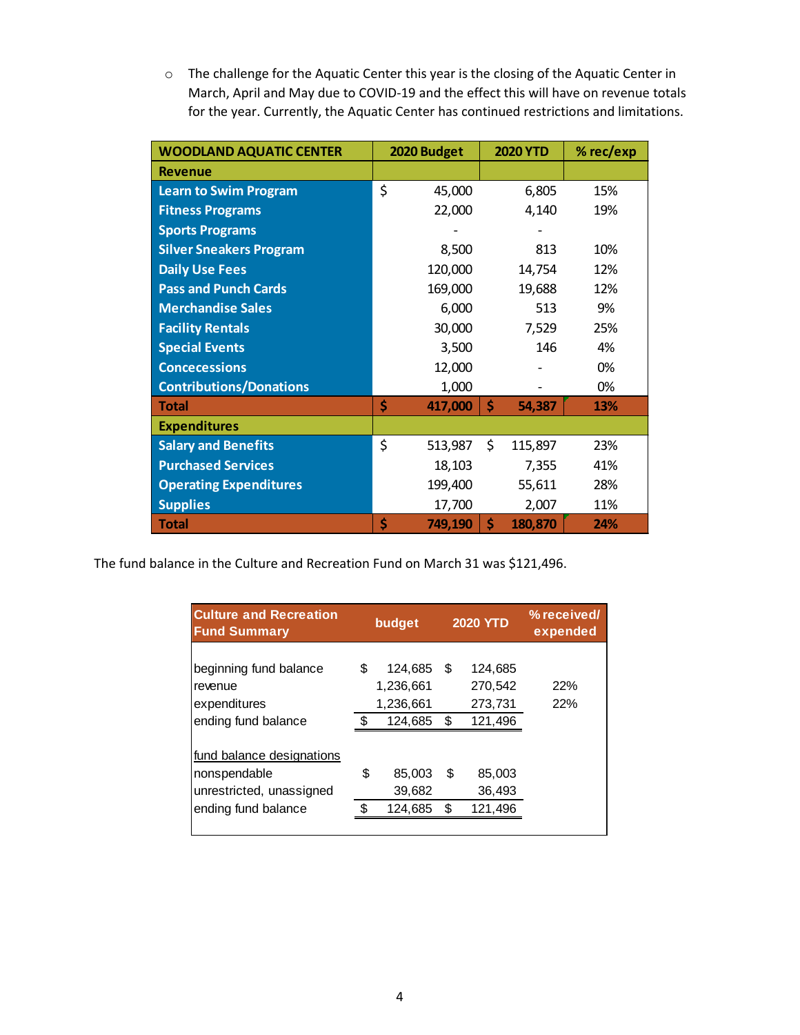- The challenge for the Aquatic Center this year is the closing of the Aquatic Center in March, April and May due to COVID-19 and the effect this will have on revenue totals for the year. Currently, the Aquatic Center has continued restrictions and limitations.

| WOODLAND AQUATIC CENTER | 2020 Budget | 2020 YTD | % rec/exp |
|---|---|---|---|
| **Revenue** | | | |
| Learn to Swim Program | $ 45,000 | 6,805 | 15% |
| Fitness Programs | 22,000 | 4,140 | 19% |
| Sports Programs | - | - | |
| Silver Sneakers Program | 8,500 | 813 | 10% |
| Daily Use Fees | 120,000 | 14,754 | 12% |
| Pass and Punch Cards | 169,000 | 19,688 | 12% |
| Merchandise Sales | 6,000 | 513 | 9% |
| Facility Rentals | 30,000 | 7,529 | 25% |
| Special Events | 3,500 | 146 | 4% |
| Concecessions | 12,000 | - | 0% |
| Contributions/Donations | 1,000 | - | 0% |
| **Total** | **$ 417,000** | **$ 54,387** | **13%** |
| **Expenditures** | | | |
| Salary and Benefits | $ 513,987 | $ 115,897 | 23% |
| Purchased Services | 18,103 | 7,355 | 41% |
| Operating Expenditures | 199,400 | 55,611 | 28% |
| Supplies | 17,700 | 2,007 | 11% |
| **Total** | **$ 749,190** | **$ 180,870** | **24%** |

The fund balance in the Culture and Recreation Fund on March 31 was $121,496.

| Culture and Recreation Fund Summary | budget | 2020 YTD | % received/ expended |
|---|---|---|---|
| beginning fund balance | $ 124,685 | $ 124,685 | |
| revenue | 1,236,661 | 270,542 | 22% |
| expenditures | 1,236,661 | 273,731 | 22% |
| ending fund balance | $ 124,685 | $ 121,496 | |
| fund balance designations | | | |
| nonspendable | $ 85,003 | $ 85,003 | |
| unrestricted, unassigned | 39,682 | 36,493 | |
| ending fund balance | $ 124,685 | $ 121,496 | |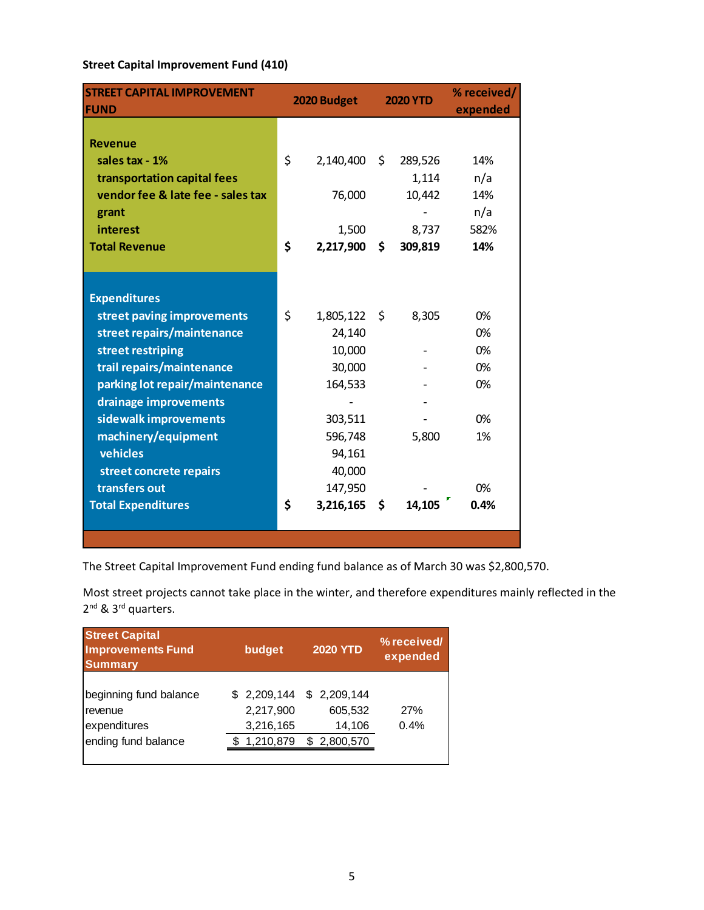**Street Capital Improvement Fund (410)**

| STREET CAPITAL IMPROVEMENT FUND | 2020 Budget | 2020 YTD | % received/ expended |
|---|---|---|---|
| **Revenue** | | | |
| sales tax - 1% | $ 2,140,400 | $ 289,526 | 14% |
| transportation capital fees | | 1,114 | n/a |
| vendor fee & late fee - sales tax | 76,000 | 10,442 | 14% |
| grant | | - | n/a |
| interest | 1,500 | 8,737 | 582% |
| **Total Revenue** | **$ 2,217,900** | **$ 309,819** | **14%** |
| **Expenditures** | | | |
| street paving improvements | $ 1,805,122 | $ 8,305 | 0% |
| street repairs/maintenance | 24,140 | | 0% |
| street restriping | 10,000 | - | 0% |
| trail repairs/maintenance | 30,000 | - | 0% |
| parking lot repair/maintenance | 164,533 | - | 0% |
| drainage improvements | - | - | |
| sidewalk improvements | 303,511 | - | 0% |
| machinery/equipment | 596,748 | 5,800 | 1% |
| vehicles | 94,161 | | |
| street concrete repairs | 40,000 | | |
| transfers out | 147,950 | - | 0% |
| **Total Expenditures** | **$ 3,216,165** | **$ 14,105** | **0.4%** |

The Street Capital Improvement Fund ending fund balance as of March 30 was $2,800,570.

Most street projects cannot take place in the winter, and therefore expenditures mainly reflected in the 2nd & 3rd quarters.

| Street Capital Improvements Fund Summary | budget | 2020 YTD | % received/ expended |
|---|---|---|---|
| beginning fund balance | $ 2,209,144 | $ 2,209,144 | |
| revenue | 2,217,900 | 605,532 | 27% |
| expenditures | 3,216,165 | 14,106 | 0.4% |
| ending fund balance | $ 1,210,879 | $ 2,800,570 | |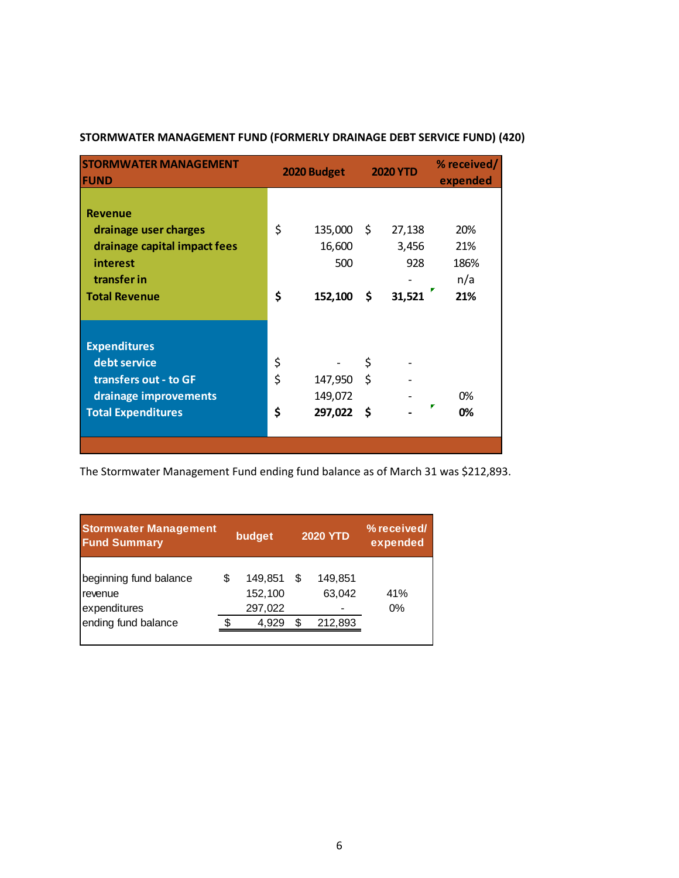**STORMWATER MANAGEMENT FUND (FORMERLY DRAINAGE DEBT SERVICE FUND) (420)**

| STORMWATER MANAGEMENT FUND | 2020 Budget | 2020 YTD | % received/ expended |
|---|---|---|---|
| **Revenue** | | | |
| drainage user charges | $ 135,000 | $ 27,138 | 20% |
| drainage capital impact fees | 16,600 | 3,456 | 21% |
| interest | 500 | 928 | 186% |
| transfer in | | - | n/a |
| **Total Revenue** | **$ 152,100** | **$ 31,521** | **21%** |
| **Expenditures** | | | |
| debt service | $ - | $ - | |
| transfers out - to GF | $ 147,950 | $ - | |
| drainage improvements | 149,072 | - | 0% |
| **Total Expenditures** | **$ 297,022** | **$ -** | **0%** |

The Stormwater Management Fund ending fund balance as of March 31 was $212,893.

| Stormwater Management Fund Summary | budget | 2020 YTD | % received/ expended |
|---|---|---|---|
| beginning fund balance | $ 149,851 | $ 149,851 | |
| revenue | 152,100 | 63,042 | 41% |
| expenditures | 297,022 | - | 0% |
| ending fund balance | $ 4,929 | $ 212,893 | |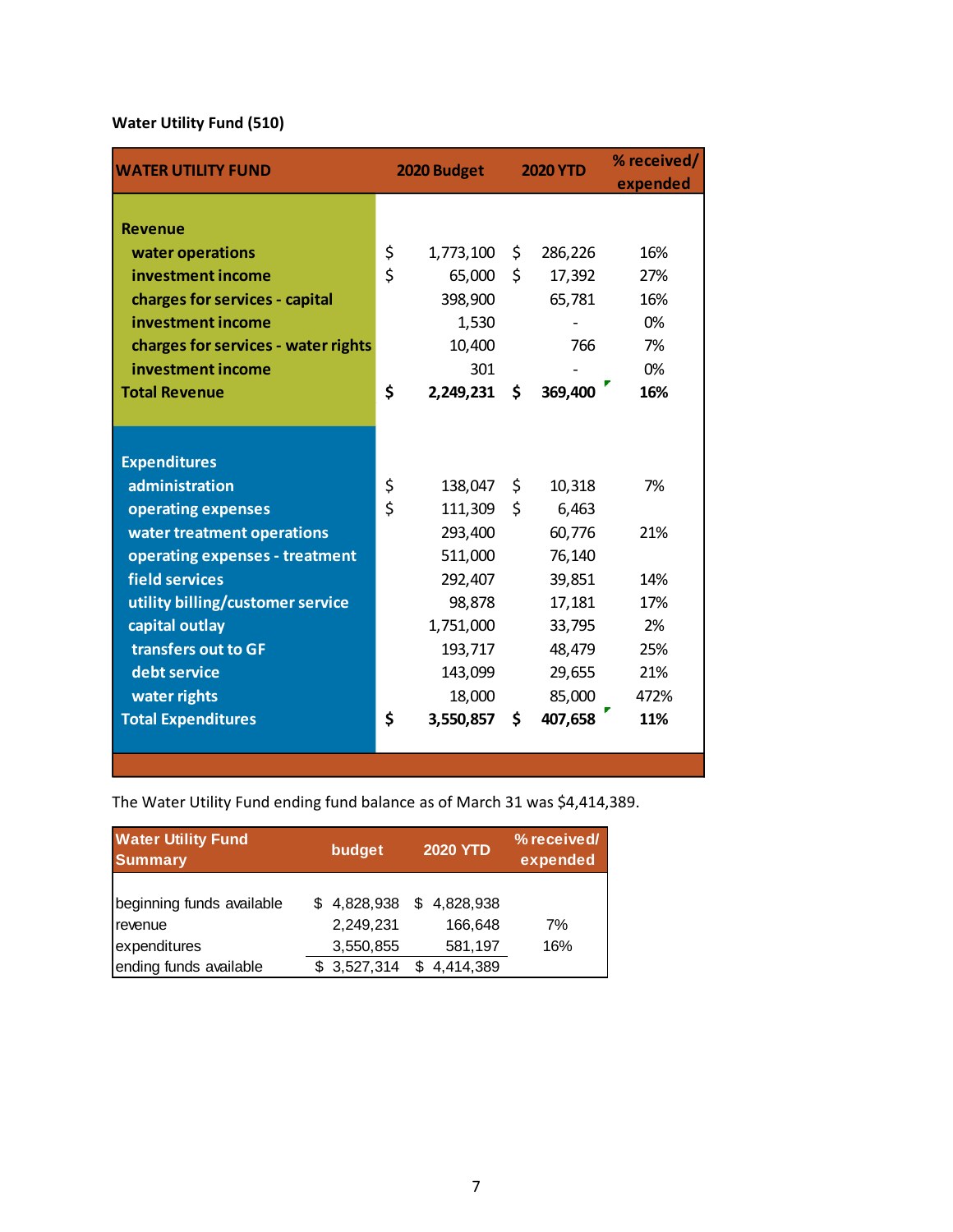**Water Utility Fund (510)**

| WATER UTILITY FUND | 2020 Budget | 2020 YTD | % received/ expended |
|---|---|---|---|
| **Revenue** | | | |
| water operations | $ 1,773,100 | $ 286,226 | 16% |
| investment income | $ 65,000 | $ 17,392 | 27% |
| charges for services - capital | 398,900 | 65,781 | 16% |
| investment income | 1,530 | - | 0% |
| charges for services - water rights | 10,400 | 766 | 7% |
| investment income | 301 | - | 0% |
| **Total Revenue** | **$ 2,249,231** | **$ 369,400** | **16%** |
| | | | |
| **Expenditures** | | | |
| administration | $ 138,047 | $ 10,318 | 7% |
| operating expenses | $ 111,309 | $ 6,463 | |
| water treatment operations | 293,400 | 60,776 | 21% |
| operating expenses - treatment | 511,000 | 76,140 | |
| field services | 292,407 | 39,851 | 14% |
| utility billing/customer service | 98,878 | 17,181 | 17% |
| capital outlay | 1,751,000 | 33,795 | 2% |
| transfers out to GF | 193,717 | 48,479 | 25% |
| debt service | 143,099 | 29,655 | 21% |
| water rights | 18,000 | 85,000 | 472% |
| **Total Expenditures** | **$ 3,550,857** | **$ 407,658** | **11%** |

The Water Utility Fund ending fund balance as of March 31 was $4,414,389.

| Water Utility Fund Summary | budget | 2020 YTD | % received/ expended |
|---|---|---|---|
| beginning funds available | $ 4,828,938 | $ 4,828,938 | |
| revenue | 2,249,231 | 166,648 | 7% |
| expenditures | 3,550,855 | 581,197 | 16% |
| ending funds available | $ 3,527,314 | $ 4,414,389 | |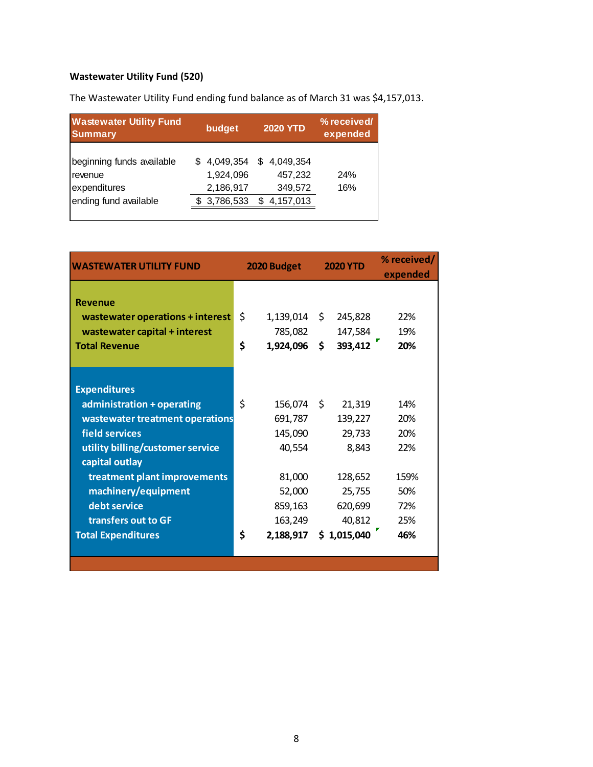**Wastewater Utility Fund (520)**

The Wastewater Utility Fund ending fund balance as of March 31 was $4,157,013.

| Wastewater Utility Fund Summary | budget | 2020 YTD | % received/ expended |
|---|---|---|---|
| beginning funds available | $ 4,049,354 | $ 4,049,354 | |
| revenue | 1,924,096 | 457,232 | 24% |
| expenditures | 2,186,917 | 349,572 | 16% |
| ending fund available | $ 3,786,533 | $ 4,157,013 | |

| WASTEWATER UTILITY FUND | 2020 Budget | 2020 YTD | % received/ expended |
|---|---|---|---|
| **Revenue** | | | |
| wastewater operations + interest | $ 1,139,014 | $ 245,828 | 22% |
| wastewater capital + interest | 785,082 | 147,584 | 19% |
| **Total Revenue** | **$ 1,924,096** | **$ 393,412** | **20%** |
| **Expenditures** | | | |
| administration + operating | $ 156,074 | $ 21,319 | 14% |
| wastewater treatment operations | 691,787 | 139,227 | 20% |
| field services | 145,090 | 29,733 | 20% |
| utility billing/customer service | 40,554 | 8,843 | 22% |
| capital outlay | | | |
| treatment plant improvements | 81,000 | 128,652 | 159% |
| machinery/equipment | 52,000 | 25,755 | 50% |
| debt service | 859,163 | 620,699 | 72% |
| transfers out to GF | 163,249 | 40,812 | 25% |
| **Total Expenditures** | **$ 2,188,917** | **$ 1,015,040** | **46%** |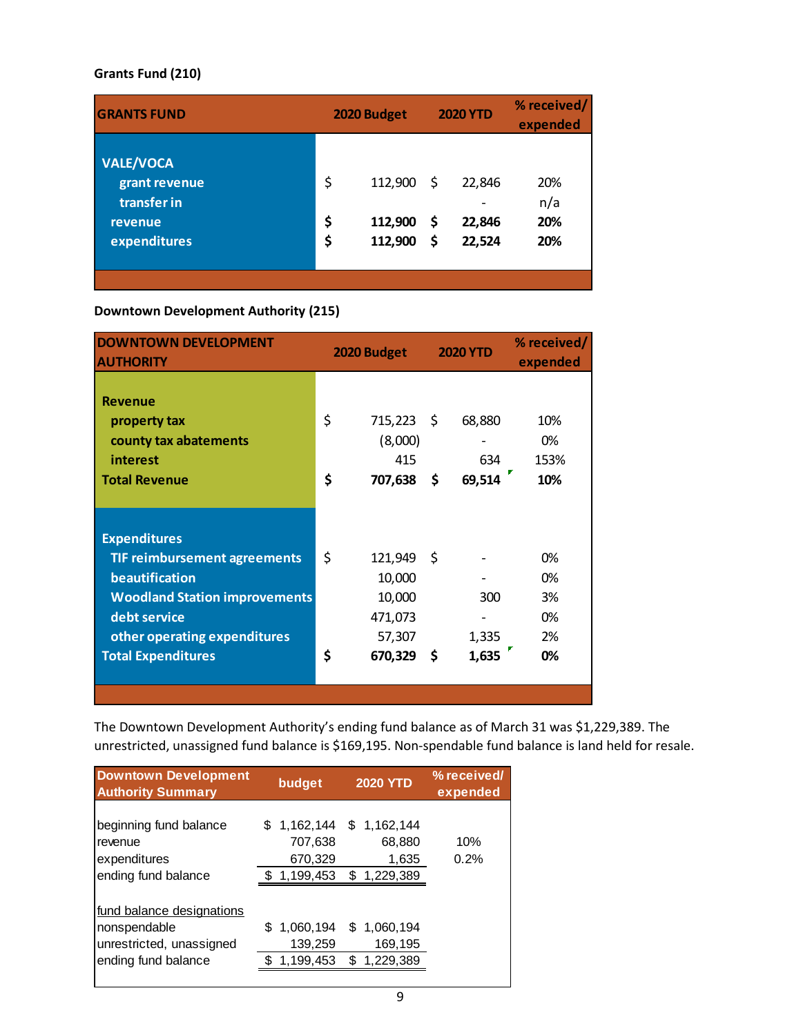**Grants Fund (210)**

| GRANTS FUND | 2020 Budget | 2020 YTD | % received/ expended |
|---|---|---|---|
| **VALE/VOCA** | | | |
| grant revenue | $ 112,900 | $ 22,846 | 20% |
| transfer in | | - | n/a |
| revenue | **$ 112,900** | **$ 22,846** | **20%** |
| expenditures | **$ 112,900** | **$ 22,524** | **20%** |

**Downtown Development Authority (215)**

| DOWNTOWN DEVELOPMENT AUTHORITY | 2020 Budget | 2020 YTD | % received/ expended |
|---|---|---|---|
| **Revenue** | | | |
| property tax | $ 715,223 | $ 68,880 | 10% |
| county tax abatements | (8,000) | - | 0% |
| interest | 415 | 634 | 153% |
| **Total Revenue** | **$ 707,638** | **$ 69,514** | **10%** |
| **Expenditures** | | | |
| TIF reimbursement agreements | $ 121,949 | $ - | 0% |
| beautification | 10,000 | - | 0% |
| Woodland Station improvements | 10,000 | 300 | 3% |
| debt service | 471,073 | - | 0% |
| other operating expenditures | 57,307 | 1,335 | 2% |
| **Total Expenditures** | **$ 670,329** | **$ 1,635** | **0%** |

The Downtown Development Authority's ending fund balance as of March 31 was $1,229,389. The unrestricted, unassigned fund balance is $169,195. Non-spendable fund balance is land held for resale.

| Downtown Development Authority Summary | budget | 2020 YTD | % received/ expended |
|---|---|---|---|
| beginning fund balance | $ 1,162,144 | $ 1,162,144 | |
| revenue | 707,638 | 68,880 | 10% |
| expenditures | 670,329 | 1,635 | 0.2% |
| ending fund balance | $ 1,199,453 | $ 1,229,389 | |
| fund balance designations | | | |
| nonspendable | $ 1,060,194 | $ 1,060,194 | |
| unrestricted, unassigned | 139,259 | 169,195 | |
| ending fund balance | $ 1,199,453 | $ 1,229,389 | |